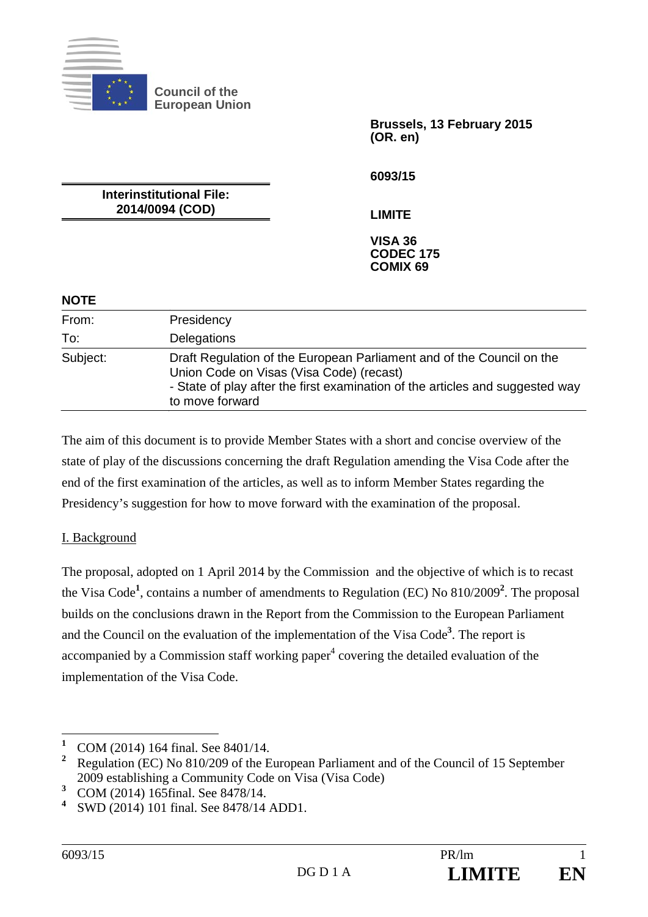Council of the European Union

Brussels, 13 February 2015
(OR. en)

6093/15

LIMITE

VISA 36
CODEC 175
COMIX 69

**Interinstitutional File:**
**2014/0094 (COD)**

## NOTE

| From: | Presidency |
|---|---|
| To: | Delegations |
| Subject: | Draft Regulation of the European Parliament and of the Council on the Union Code on Visas (Visa Code) (recast)<br>- State of play after the first examination of the articles and suggested way to move forward |

The aim of this document is to provide Member States with a short and concise overview of the state of play of the discussions concerning the draft Regulation amending the Visa Code after the end of the first examination of the articles, as well as to inform Member States regarding the Presidency's suggestion for how to move forward with the examination of the proposal.

## I. Background

The proposal, adopted on 1 April 2014 by the Commission and the objective of which is to recast the Visa Code[1], contains a number of amendments to Regulation (EC) No 810/2009[2]. The proposal builds on the conclusions drawn in the Report from the Commission to the European Parliament and the Council on the evaluation of the implementation of the Visa Code[3]. The report is accompanied by a Commission staff working paper[4] covering the detailed evaluation of the implementation of the Visa Code.

---

[1] COM (2014) 164 final. See 8401/14.

[2] Regulation (EC) No 810/209 of the European Parliament and of the Council of 15 September 2009 establishing a Community Code on Visa (Visa Code)

[3] COM (2014) 165final. See 8478/14.

[4] SWD (2014) 101 final. See 8478/14 ADD1.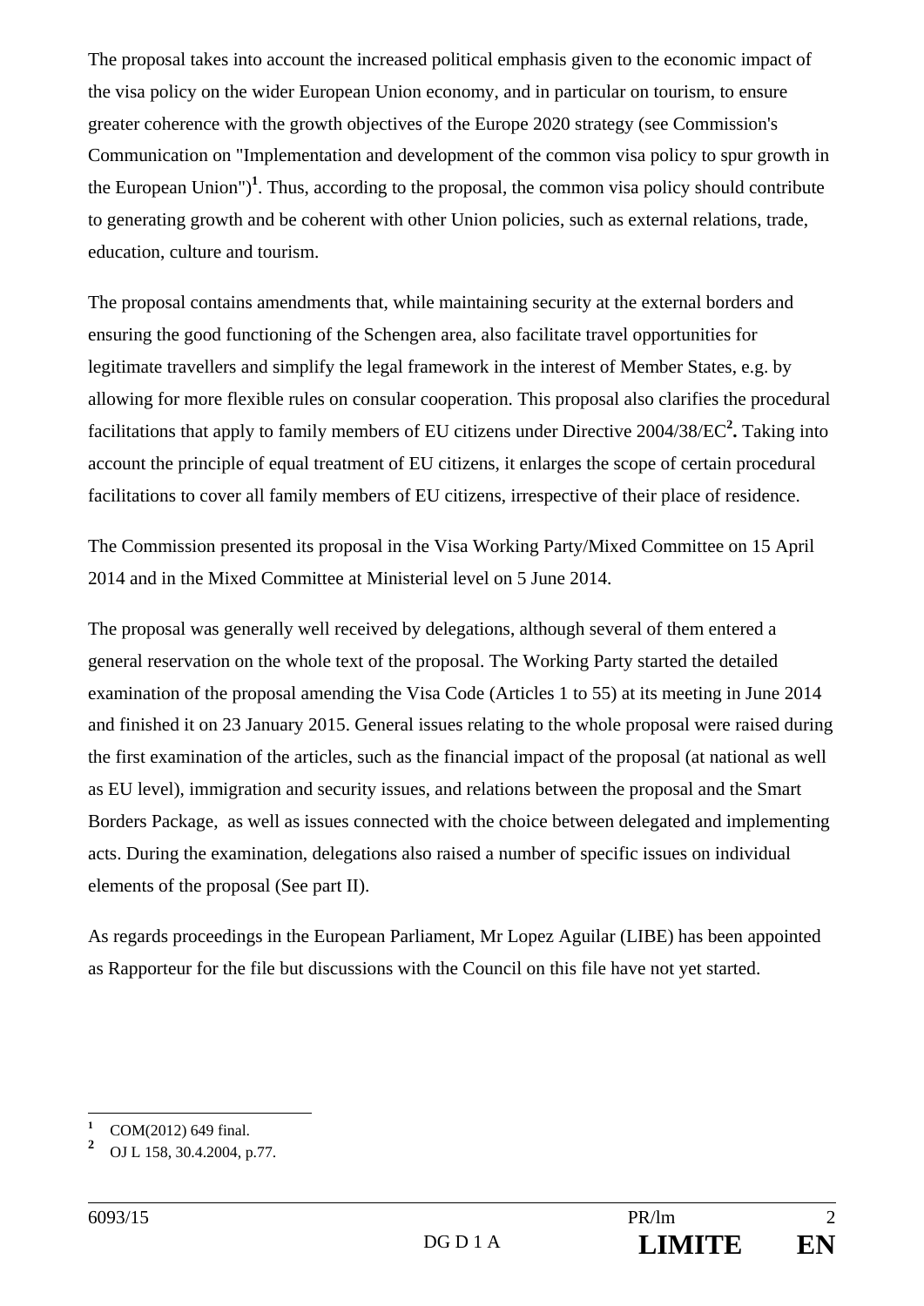The proposal takes into account the increased political emphasis given to the economic impact of the visa policy on the wider European Union economy, and in particular on tourism, to ensure greater coherence with the growth objectives of the Europe 2020 strategy (see Commission's Communication on "Implementation and development of the common visa policy to spur growth in the European Union")[1]. Thus, according to the proposal, the common visa policy should contribute to generating growth and be coherent with other Union policies, such as external relations, trade, education, culture and tourism.

The proposal contains amendments that, while maintaining security at the external borders and ensuring the good functioning of the Schengen area, also facilitate travel opportunities for legitimate travellers and simplify the legal framework in the interest of Member States, e.g. by allowing for more flexible rules on consular cooperation. This proposal also clarifies the procedural facilitations that apply to family members of EU citizens under Directive 2004/38/EC[2]**.** Taking into account the principle of equal treatment of EU citizens, it enlarges the scope of certain procedural facilitations to cover all family members of EU citizens, irrespective of their place of residence.

The Commission presented its proposal in the Visa Working Party/Mixed Committee on 15 April 2014 and in the Mixed Committee at Ministerial level on 5 June 2014.

The proposal was generally well received by delegations, although several of them entered a general reservation on the whole text of the proposal. The Working Party started the detailed examination of the proposal amending the Visa Code (Articles 1 to 55) at its meeting in June 2014 and finished it on 23 January 2015. General issues relating to the whole proposal were raised during the first examination of the articles, such as the financial impact of the proposal (at national as well as EU level), immigration and security issues, and relations between the proposal and the Smart Borders Package, as well as issues connected with the choice between delegated and implementing acts. During the examination, delegations also raised a number of specific issues on individual elements of the proposal (See part II).

As regards proceedings in the European Parliament, Mr Lopez Aguilar (LIBE) has been appointed as Rapporteur for the file but discussions with the Council on this file have not yet started.

---

[1] COM(2012) 649 final.

[2] OJ L 158, 30.4.2004, p.77.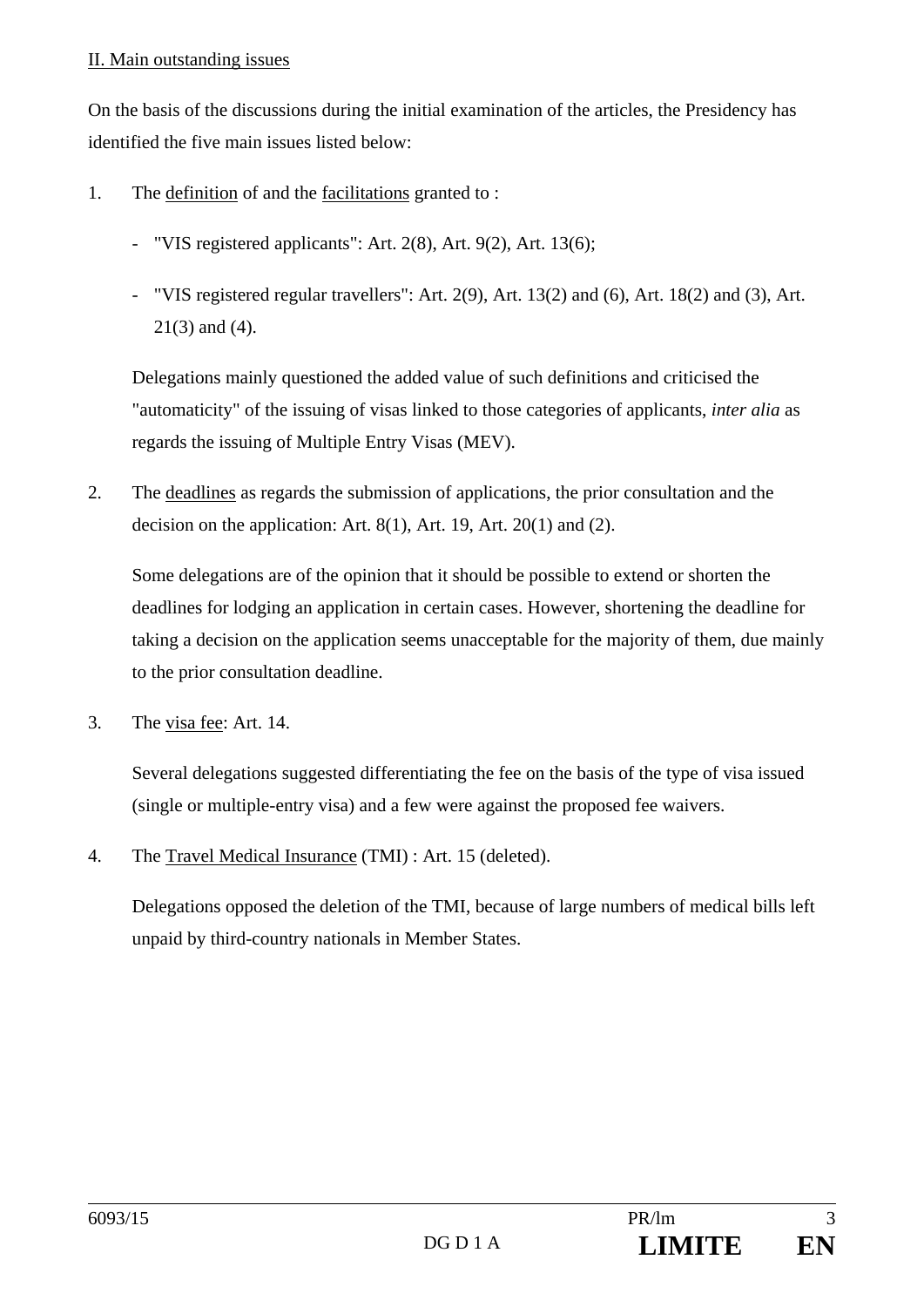## II. Main outstanding issues

On the basis of the discussions during the initial examination of the articles, the Presidency has identified the five main issues listed below:

1. The definition of and the facilitations granted to :

   - "VIS registered applicants": Art. 2(8), Art. 9(2), Art. 13(6);

   - "VIS registered regular travellers": Art. 2(9), Art. 13(2) and (6), Art. 18(2) and (3), Art. 21(3) and (4).

   Delegations mainly questioned the added value of such definitions and criticised the "automaticity" of the issuing of visas linked to those categories of applicants, *inter alia* as regards the issuing of Multiple Entry Visas (MEV).

2. The deadlines as regards the submission of applications, the prior consultation and the decision on the application: Art. 8(1), Art. 19, Art. 20(1) and (2).

   Some delegations are of the opinion that it should be possible to extend or shorten the deadlines for lodging an application in certain cases. However, shortening the deadline for taking a decision on the application seems unacceptable for the majority of them, due mainly to the prior consultation deadline.

3. The visa fee: Art. 14.

   Several delegations suggested differentiating the fee on the basis of the type of visa issued (single or multiple-entry visa) and a few were against the proposed fee waivers.

4. The Travel Medical Insurance (TMI) : Art. 15 (deleted).

   Delegations opposed the deletion of the TMI, because of large numbers of medical bills left unpaid by third-country nationals in Member States.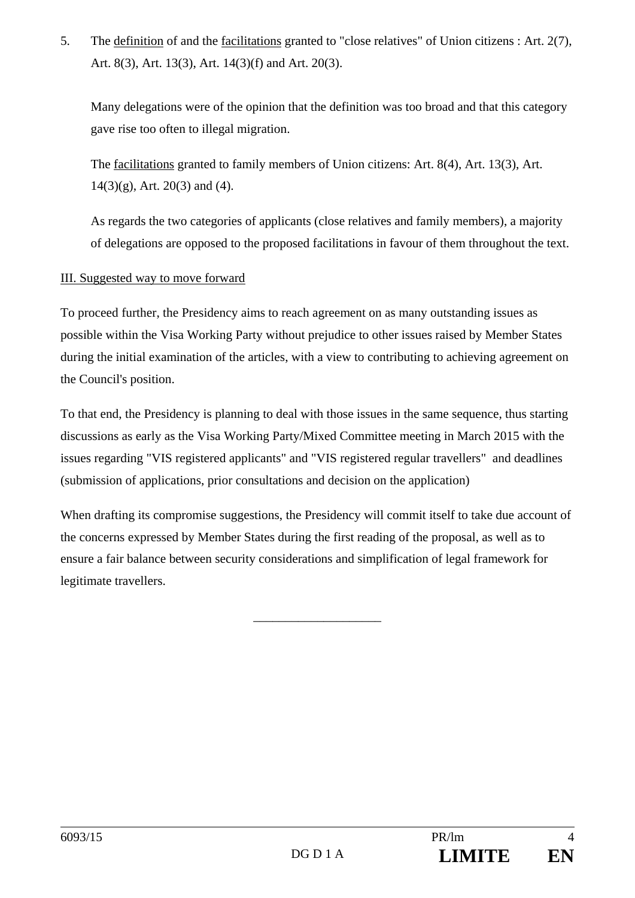5. The definition of and the facilitations granted to "close relatives" of Union citizens : Art. 2(7), Art. 8(3), Art. 13(3), Art. 14(3)(f) and Art. 20(3).

   Many delegations were of the opinion that the definition was too broad and that this category gave rise too often to illegal migration.

   The facilitations granted to family members of Union citizens: Art. 8(4), Art. 13(3), Art. 14(3)(g), Art. 20(3) and (4).

   As regards the two categories of applicants (close relatives and family members), a majority of delegations are opposed to the proposed facilitations in favour of them throughout the text.

III. Suggested way to move forward

To proceed further, the Presidency aims to reach agreement on as many outstanding issues as possible within the Visa Working Party without prejudice to other issues raised by Member States during the initial examination of the articles, with a view to contributing to achieving agreement on the Council's position.

To that end, the Presidency is planning to deal with those issues in the same sequence, thus starting discussions as early as the Visa Working Party/Mixed Committee meeting in March 2015 with the issues regarding "VIS registered applicants" and "VIS registered regular travellers" and deadlines (submission of applications, prior consultations and decision on the application)

When drafting its compromise suggestions, the Presidency will commit itself to take due account of the concerns expressed by Member States during the first reading of the proposal, as well as to ensure a fair balance between security considerations and simplification of legal framework for legitimate travellers.

___________________